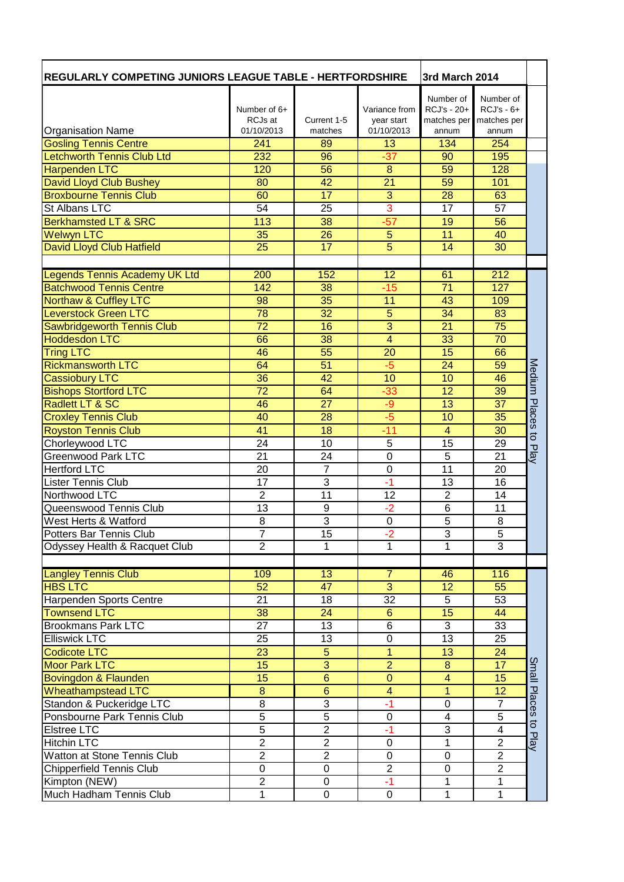| REGULARLY COMPETING JUNIORS LEAGUE TABLE - HERTFORDSHIRE | | | | 3rd March 2014 | | |
|---|---|---|---|---|---|---|
| Organisation Name | Number of 6+ RCJs at 01/10/2013 | Current 1-5 matches | Variance from year start 01/10/2013 | Number of RCJ's - 20+ matches per annum | Number of RCJ's - 6+ matches per annum | |
| Gosling Tennis Centre | 241 | 89 | 13 | 134 | 254 | |
| Letchworth Tennis Club Ltd | 232 | 96 | -37 | 90 | 195 | |
| Harpenden LTC | 120 | 56 | 8 | 59 | 128 | |
| David Lloyd Club Bushey | 80 | 42 | 21 | 59 | 101 | |
| Broxbourne Tennis Club | 60 | 17 | 3 | 28 | 63 | |
| St Albans LTC | 54 | 25 | 3 | 17 | 57 | |
| Berkhamsted LT & SRC | 113 | 38 | -57 | 19 | 56 | |
| Welwyn LTC | 35 | 26 | 5 | 11 | 40 | |
| David Lloyd Club Hatfield | 25 | 17 | 5 | 14 | 30 | |
| | | | | | | |
| Legends Tennis Academy UK Ltd | 200 | 152 | 12 | 61 | 212 | Medium Places to Play |
| Batchwood Tennis Centre | 142 | 38 | -15 | 71 | 127 | |
| Northaw & Cuffley LTC | 98 | 35 | 11 | 43 | 109 | |
| Leverstock Green LTC | 78 | 32 | 5 | 34 | 83 | |
| Sawbridgeworth Tennis Club | 72 | 16 | 3 | 21 | 75 | |
| Hoddesdon LTC | 66 | 38 | 4 | 33 | 70 | |
| Tring LTC | 46 | 55 | 20 | 15 | 66 | |
| Rickmansworth LTC | 64 | 51 | -5 | 24 | 59 | |
| Cassiobury LTC | 36 | 42 | 10 | 10 | 46 | |
| Bishops Stortford LTC | 72 | 64 | -33 | 12 | 39 | |
| Radlett LT & SC | 46 | 27 | -9 | 13 | 37 | |
| Croxley Tennis Club | 40 | 28 | -5 | 10 | 35 | |
| Royston Tennis Club | 41 | 18 | -11 | 4 | 30 | |
| Chorleywood LTC | 24 | 10 | 5 | 15 | 29 | |
| Greenwood Park LTC | 21 | 24 | 0 | 5 | 21 | |
| Hertford LTC | 20 | 7 | 0 | 11 | 20 | |
| Lister Tennis Club | 17 | 3 | -1 | 13 | 16 | |
| Northwood LTC | 2 | 11 | 12 | 2 | 14 | |
| Queenswood Tennis Club | 13 | 9 | -2 | 6 | 11 | |
| West Herts & Watford | 8 | 3 | 0 | 5 | 8 | |
| Potters Bar Tennis Club | 7 | 15 | -2 | 3 | 5 | |
| Odyssey Health & Racquet Club | 2 | 1 | 1 | 1 | 3 | |
| | | | | | | |
| Langley Tennis Club | 109 | 13 | 7 | 46 | 116 | Small Places to Play |
| HBS LTC | 52 | 47 | 3 | 12 | 55 | |
| Harpenden Sports Centre | 21 | 18 | 32 | 5 | 53 | |
| Townsend LTC | 38 | 24 | 6 | 15 | 44 | |
| Brookmans Park LTC | 27 | 13 | 6 | 3 | 33 | |
| Elliswick LTC | 25 | 13 | 0 | 13 | 25 | |
| Codicote LTC | 23 | 5 | 1 | 13 | 24 | |
| Moor Park LTC | 15 | 3 | 2 | 8 | 17 | |
| Bovingdon & Flaunden | 15 | 6 | 0 | 4 | 15 | |
| Wheathampstead LTC | 8 | 6 | 4 | 1 | 12 | |
| Standon & Puckeridge LTC | 8 | 3 | -1 | 0 | 7 | |
| Ponsbourne Park Tennis Club | 5 | 5 | 0 | 4 | 5 | |
| Elstree LTC | 5 | 2 | -1 | 3 | 4 | |
| Hitchin LTC | 2 | 2 | 0 | 1 | 2 | |
| Watton at Stone Tennis Club | 2 | 2 | 0 | 0 | 2 | |
| Chipperfield Tennis Club | 0 | 0 | 2 | 0 | 2 | |
| Kimpton (NEW) | 2 | 0 | -1 | 1 | 1 | |
| Much Hadham Tennis Club | 1 | 0 | 0 | 1 | 1 | |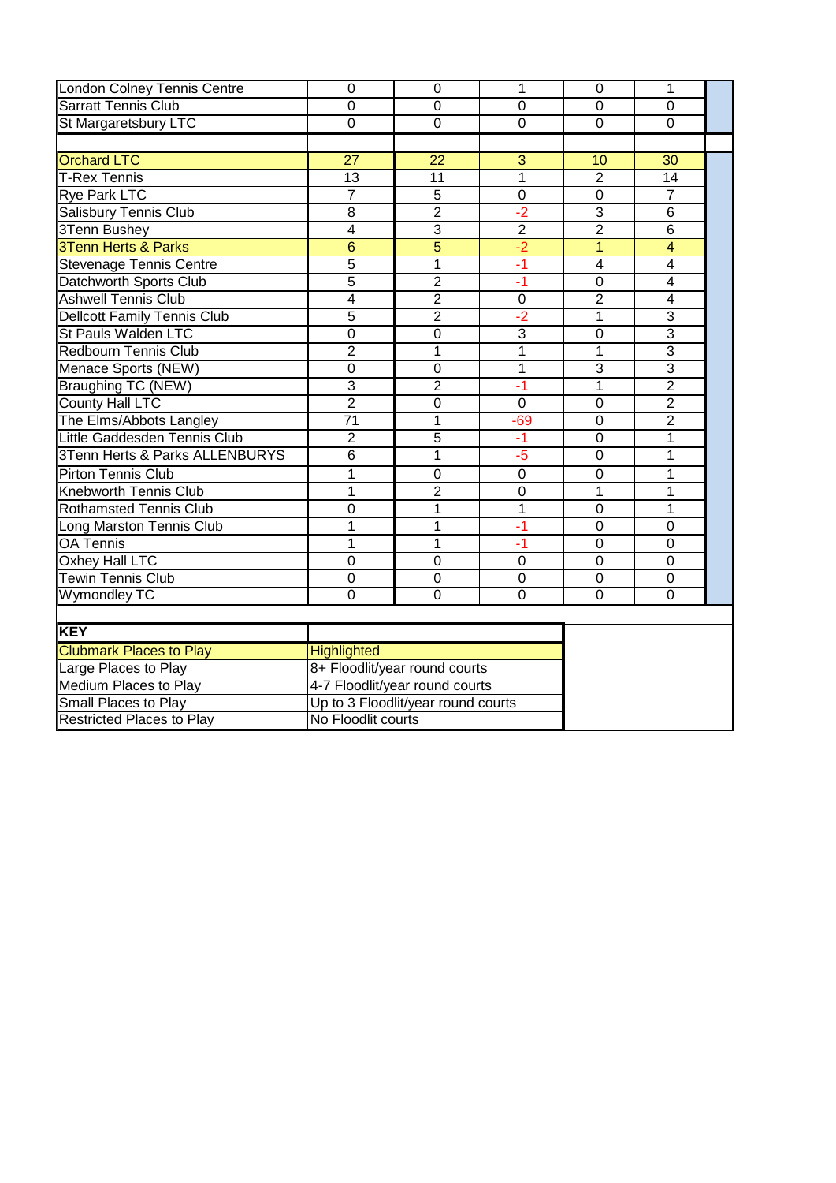| | | | | | | |
|---|---|---|---|---|---|---|
| London Colney Tennis Centre | 0 | 0 | 1 | 0 | 1 | |
| Sarratt Tennis Club | 0 | 0 | 0 | 0 | 0 | |
| St Margaretsbury LTC | 0 | 0 | 0 | 0 | 0 | |
| | | | | | | |
| Orchard LTC | 27 | 22 | 3 | 10 | 30 | |
| T-Rex Tennis | 13 | 11 | 1 | 2 | 14 | |
| Rye Park LTC | 7 | 5 | 0 | 0 | 7 | |
| Salisbury Tennis Club | 8 | 2 | -2 | 3 | 6 | |
| 3Tenn Bushey | 4 | 3 | 2 | 2 | 6 | |
| 3Tenn Herts & Parks | 6 | 5 | -2 | 1 | 4 | |
| Stevenage Tennis Centre | 5 | 1 | -1 | 4 | 4 | |
| Datchworth Sports Club | 5 | 2 | -1 | 0 | 4 | |
| Ashwell Tennis Club | 4 | 2 | 0 | 2 | 4 | |
| Dellcott Family Tennis Club | 5 | 2 | -2 | 1 | 3 | |
| St Pauls Walden LTC | 0 | 0 | 3 | 0 | 3 | |
| Redbourn Tennis Club | 2 | 1 | 1 | 1 | 3 | |
| Menace Sports (NEW) | 0 | 0 | 1 | 3 | 3 | |
| Braughing TC (NEW) | 3 | 2 | -1 | 1 | 2 | |
| County Hall LTC | 2 | 0 | 0 | 0 | 2 | |
| The Elms/Abbots Langley | 71 | 1 | -69 | 0 | 2 | |
| Little Gaddesden Tennis Club | 2 | 5 | -1 | 0 | 1 | |
| 3Tenn Herts & Parks ALLENBURYS | 6 | 1 | -5 | 0 | 1 | |
| Pirton Tennis Club | 1 | 0 | 0 | 0 | 1 | |
| Knebworth Tennis Club | 1 | 2 | 0 | 1 | 1 | |
| Rothamsted Tennis Club | 0 | 1 | 1 | 0 | 1 | |
| Long Marston Tennis Club | 1 | 1 | -1 | 0 | 0 | |
| OA Tennis | 1 | 1 | -1 | 0 | 0 | |
| Oxhey Hall LTC | 0 | 0 | 0 | 0 | 0 | |
| Tewin Tennis Club | 0 | 0 | 0 | 0 | 0 | |
| Wymondley TC | 0 | 0 | 0 | 0 | 0 | |

| KEY | |
|---|---|
| Clubmark Places to Play | Highlighted |
| Large Places to Play | 8+ Floodlit/year round courts |
| Medium Places to Play | 4-7 Floodlit/year round courts |
| Small Places to Play | Up to 3 Floodlit/year round courts |
| Restricted Places to Play | No Floodlit courts |